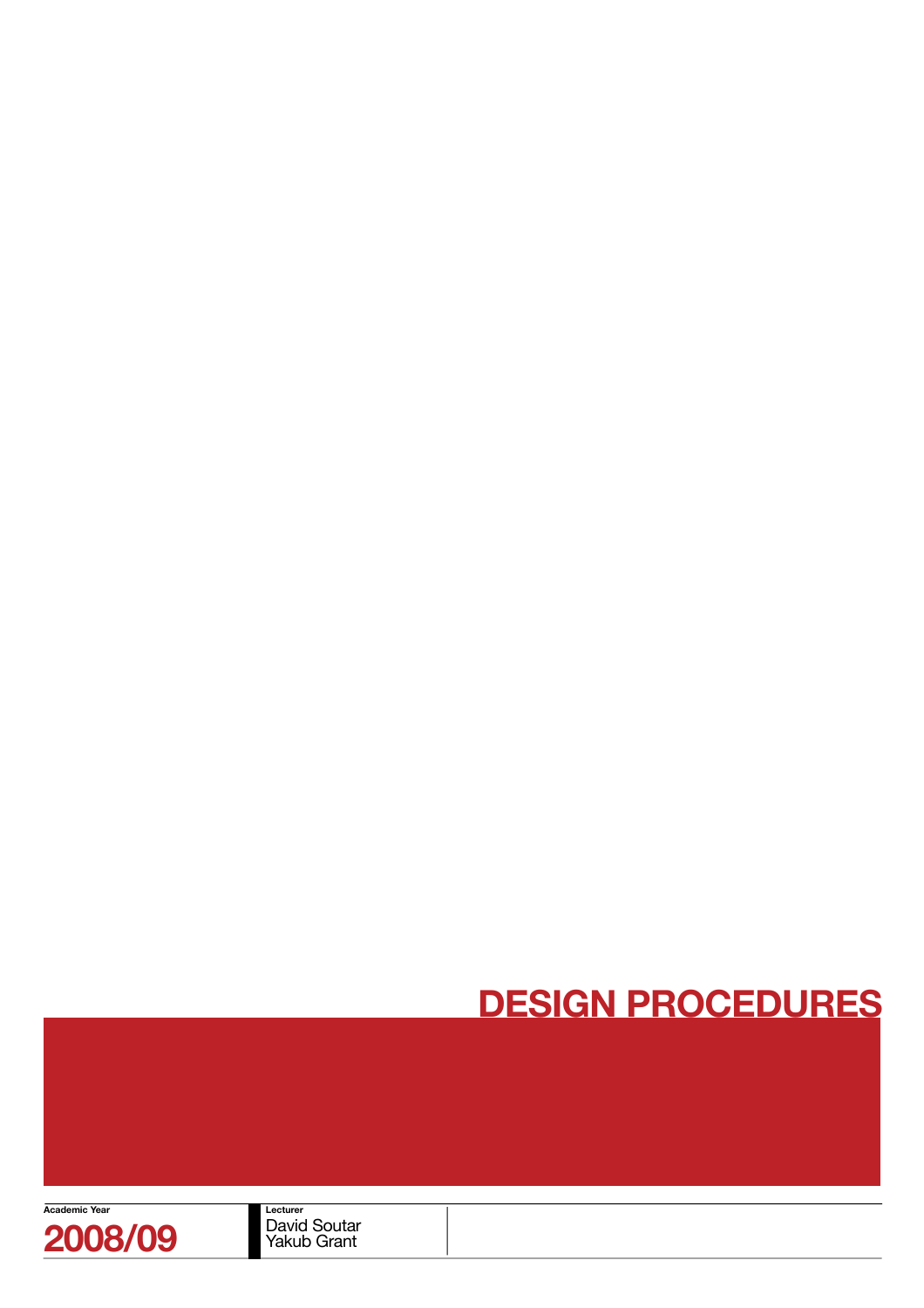# DESIGN PROCEDURES

**Academic Year**

**2008/09**

**Lecturer**

David Soutar
Yakub Grant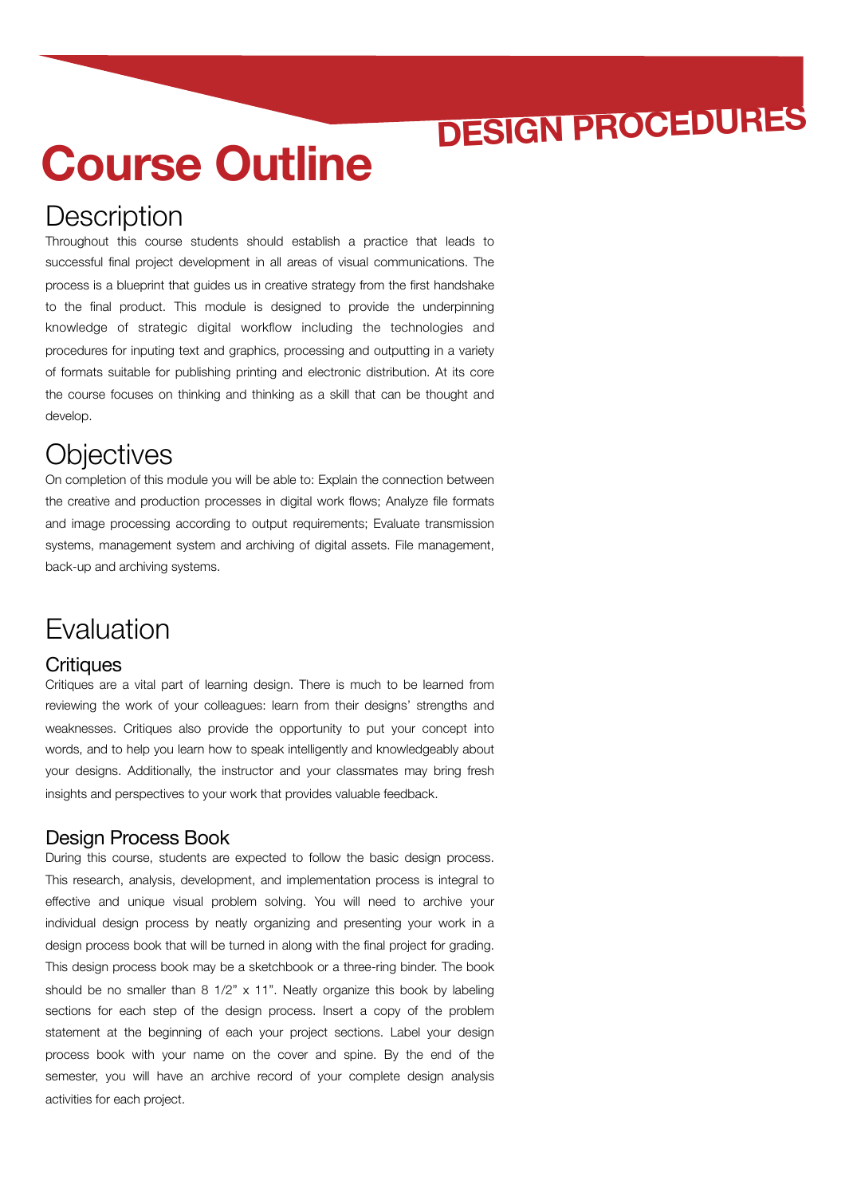# Course Outline

## Description

Throughout this course students should establish a practice that leads to successful final project development in all areas of visual communications. The process is a blueprint that guides us in creative strategy from the first handshake to the final product. This module is designed to provide the underpinning knowledge of strategic digital workflow including the technologies and procedures for inputing text and graphics, processing and outputting in a variety of formats suitable for publishing printing and electronic distribution. At its core the course focuses on thinking and thinking as a skill that can be thought and develop.

## Objectives

On completion of this module you will be able to: Explain the connection between the creative and production processes in digital work flows; Analyze file formats and image processing according to output requirements; Evaluate transmission systems, management system and archiving of digital assets. File management, back-up and archiving systems.

## Evaluation

### Critiques

Critiques are a vital part of learning design. There is much to be learned from reviewing the work of your colleagues: learn from their designs' strengths and weaknesses. Critiques also provide the opportunity to put your concept into words, and to help you learn how to speak intelligently and knowledgeably about your designs. Additionally, the instructor and your classmates may bring fresh insights and perspectives to your work that provides valuable feedback.

### Design Process Book

During this course, students are expected to follow the basic design process. This research, analysis, development, and implementation process is integral to effective and unique visual problem solving. You will need to archive your individual design process by neatly organizing and presenting your work in a design process book that will be turned in along with the final project for grading. This design process book may be a sketchbook or a three-ring binder. The book should be no smaller than 8 1/2" x 11". Neatly organize this book by labeling sections for each step of the design process. Insert a copy of the problem statement at the beginning of each your project sections. Label your design process book with your name on the cover and spine. By the end of the semester, you will have an archive record of your complete design analysis activities for each project.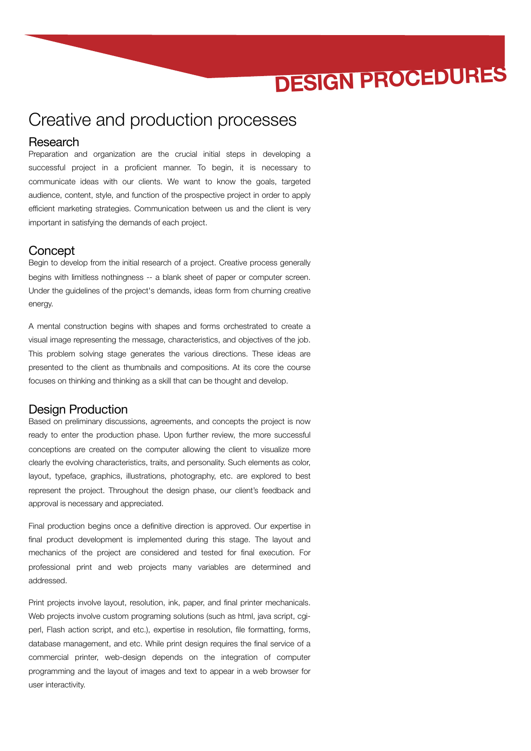# DESIGN PROCEDURES

## Creative and production processes

### Research

Preparation and organization are the crucial initial steps in developing a successful project in a proficient manner. To begin, it is necessary to communicate ideas with our clients. We want to know the goals, targeted audience, content, style, and function of the prospective project in order to apply efficient marketing strategies. Communication between us and the client is very important in satisfying the demands of each project.

### Concept

Begin to develop from the initial research of a project. Creative process generally begins with limitless nothingness -- a blank sheet of paper or computer screen. Under the guidelines of the project's demands, ideas form from churning creative energy.

A mental construction begins with shapes and forms orchestrated to create a visual image representing the message, characteristics, and objectives of the job. This problem solving stage generates the various directions. These ideas are presented to the client as thumbnails and compositions. At its core the course focuses on thinking and thinking as a skill that can be thought and develop.

### Design Production

Based on preliminary discussions, agreements, and concepts the project is now ready to enter the production phase. Upon further review, the more successful conceptions are created on the computer allowing the client to visualize more clearly the evolving characteristics, traits, and personality. Such elements as color, layout, typeface, graphics, illustrations, photography, etc. are explored to best represent the project. Throughout the design phase, our client's feedback and approval is necessary and appreciated.

Final production begins once a definitive direction is approved. Our expertise in final product development is implemented during this stage. The layout and mechanics of the project are considered and tested for final execution. For professional print and web projects many variables are determined and addressed.

Print projects involve layout, resolution, ink, paper, and final printer mechanicals. Web projects involve custom programing solutions (such as html, java script, cgi-perl, Flash action script, and etc.), expertise in resolution, file formatting, forms, database management, and etc. While print design requires the final service of a commercial printer, web-design depends on the integration of computer programming and the layout of images and text to appear in a web browser for user interactivity.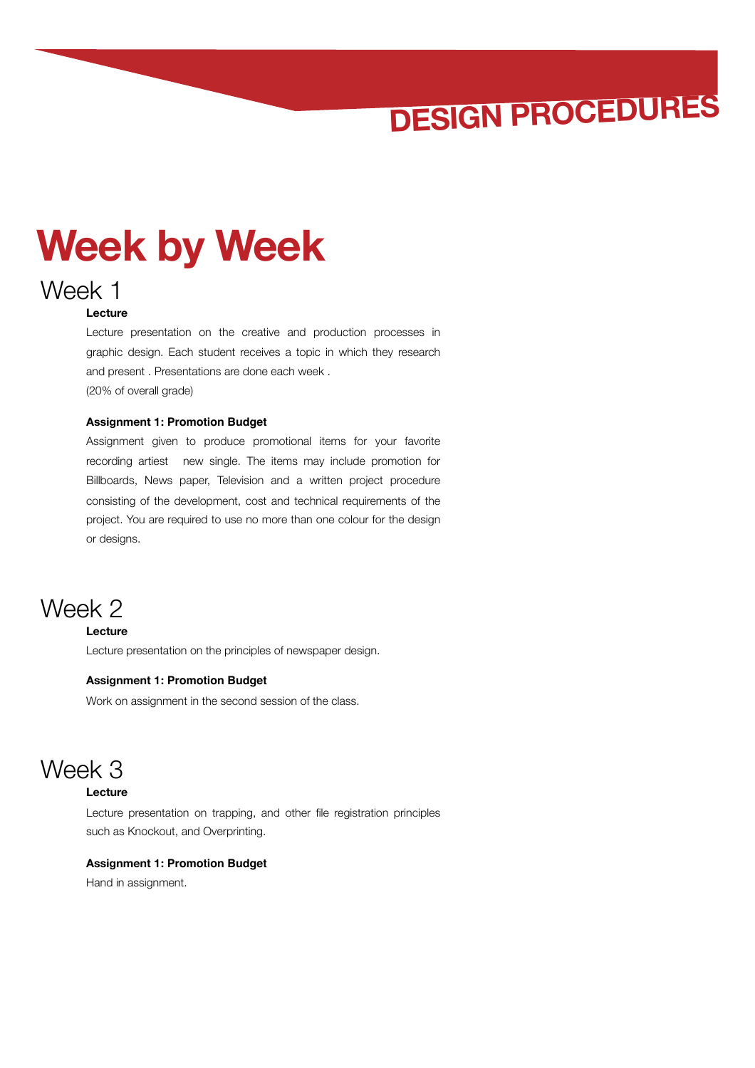# Week by Week

## Week 1

**Lecture**

Lecture presentation on the creative and production processes in graphic design. Each student receives a topic in which they research and present . Presentations are done each week .
(20% of overall grade)

**Assignment 1: Promotion Budget**

Assignment given to produce promotional items for your favorite recording artiest  new single. The items may include promotion for Billboards, News paper, Television and a written project procedure consisting of the development, cost and technical requirements of the project. You are required to use no more than one colour for the design or designs.

## Week 2

**Lecture**

Lecture presentation on the principles of newspaper design.

**Assignment 1: Promotion Budget**

Work on assignment in the second session of the class.

## Week 3

**Lecture**

Lecture presentation on trapping, and other file registration principles such as Knockout, and Overprinting.

**Assignment 1: Promotion Budget**

Hand in assignment.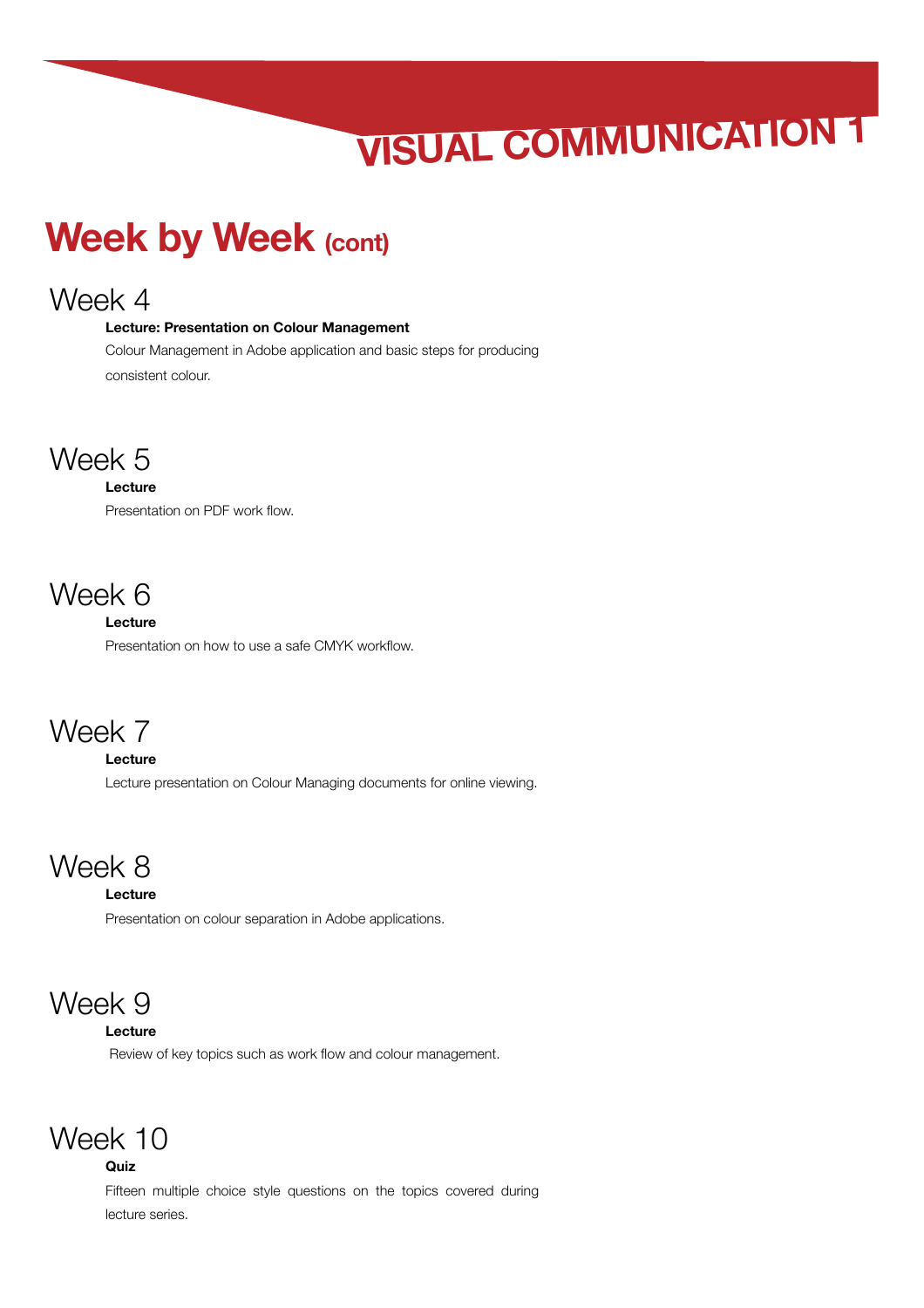# Week by Week (cont)

## Week 4

**Lecture: Presentation on Colour Management**

Colour Management in Adobe application and basic steps for producing consistent colour.

## Week 5

**Lecture**

Presentation on PDF work flow.

## Week 6

**Lecture**

Presentation on how to use a safe CMYK workflow.

## Week 7

**Lecture**

Lecture presentation on Colour Managing documents for online viewing.

## Week 8

**Lecture**

Presentation on colour separation in Adobe applications.

## Week 9

**Lecture**

Review of key topics such as work flow and colour management.

## Week 10

**Quiz**

Fifteen multiple choice style questions on the topics covered during lecture series.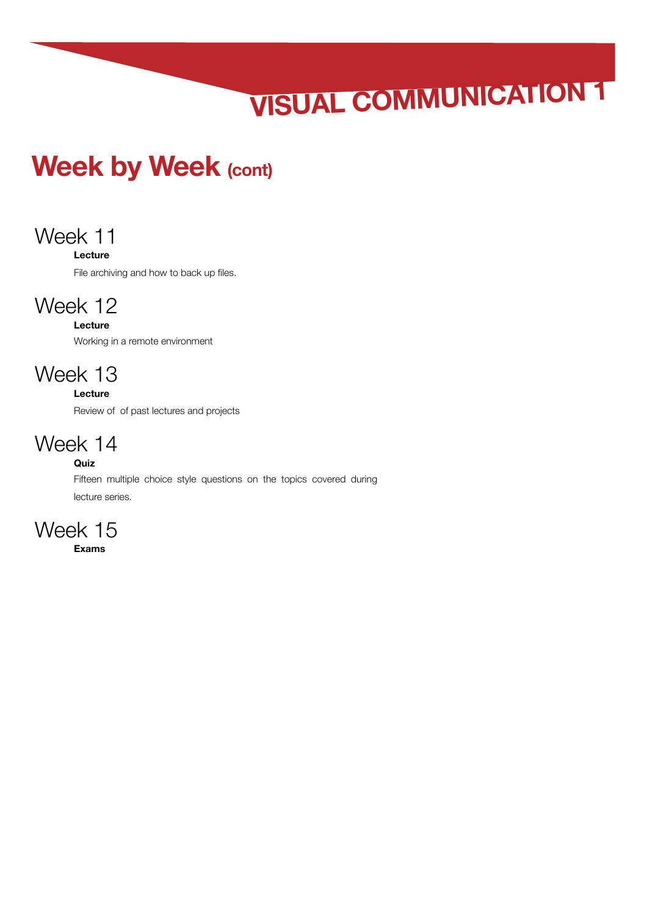# Week by Week (cont)

## Week 11

**Lecture**

File archiving and how to back up files.

## Week 12

**Lecture**

Working in a remote environment

## Week 13

**Lecture**

Review of  of past lectures and projects

## Week 14

**Quiz**

Fifteen multiple choice style questions on the topics covered during lecture series.

## Week 15

**Exams**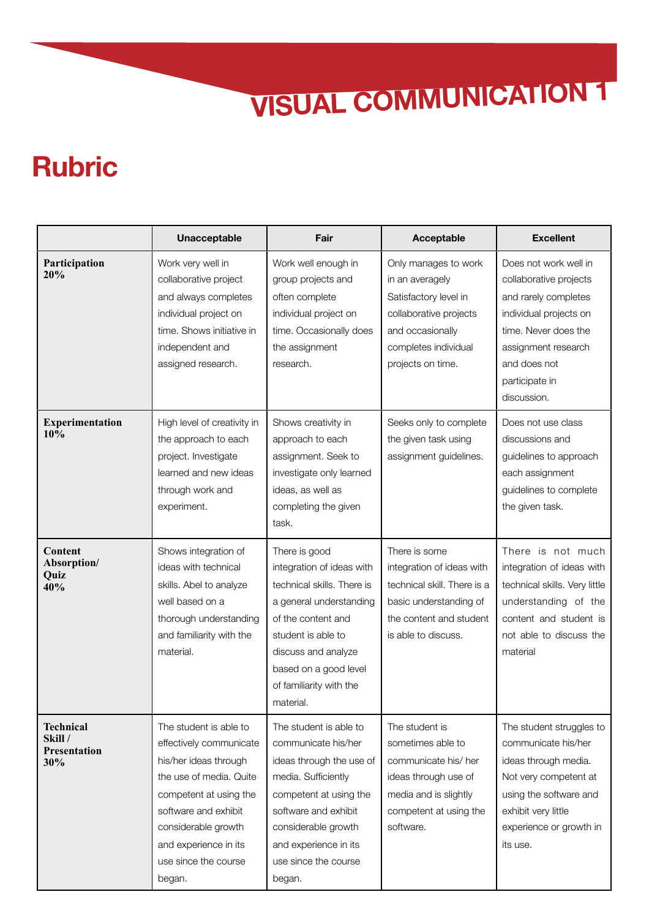# VISUAL COMMUNICATION 1

## Rubric

| | Unacceptable | Fair | Acceptable | Excellent |
|---|---|---|---|---|
| **Participation 20%** | Work very well in collaborative project and always completes individual project on time. Shows initiative in independent and assigned research. | Work well enough in group projects and often complete individual project on time. Occasionally does the assignment research. | Only manages to work in an averagely Satisfactory level in collaborative projects and occasionally completes individual projects on time. | Does not work well in collaborative projects and rarely completes individual projects on time. Never does the assignment research and does not participate in discussion. |
| **Experimentation 10%** | High level of creativity in the approach to each project. Investigate learned and new ideas through work and experiment. | Shows creativity in approach to each assignment. Seek to investigate only learned ideas, as well as completing the given task. | Seeks only to complete the given task using assignment guidelines. | Does not use class discussions and guidelines to approach each assignment guidelines to complete the given task. |
| **Content Absorption/ Quiz 40%** | Shows integration of ideas with technical skills. Abel to analyze well based on a thorough understanding and familiarity with the material. | There is good integration of ideas with technical skills. There is a general understanding of the content and student is able to discuss and analyze based on a good level of familiarity with the material. | There is some integration of ideas with technical skill. There is a basic understanding of the content and student is able to discuss. | There is not much integration of ideas with technical skills. Very little understanding of the content and student is not able to discuss the material |
| **Technical Skill / Presentation 30%** | The student is able to effectively communicate his/her ideas through the use of media. Quite competent at using the software and exhibit considerable growth and experience in its use since the course began. | The student is able to communicate his/her ideas through the use of media. Sufficiently competent at using the software and exhibit considerable growth and experience in its use since the course began. | The student is sometimes able to communicate his/ her ideas through use of media and is slightly competent at using the software. | The student struggles to communicate his/her ideas through media. Not very competent at using the software and exhibit very little experience or growth in its use. |